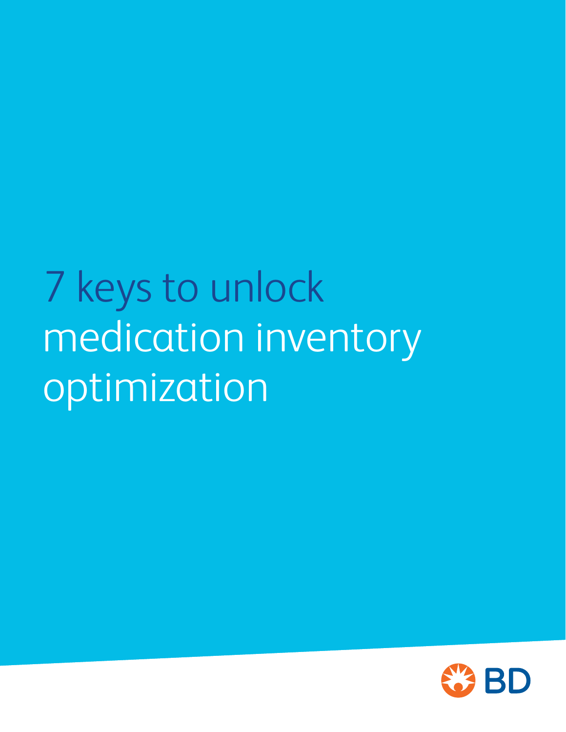# 7 keys to unlock medication inventory optimization

BD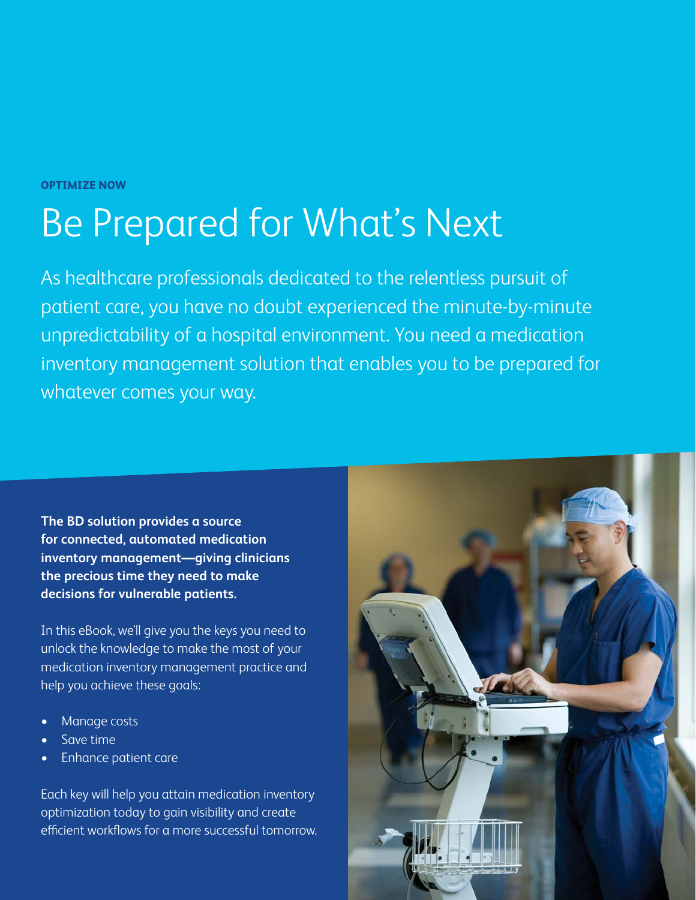**OPTIMIZE NOW**

# Be Prepared for What's Next

As healthcare professionals dedicated to the relentless pursuit of patient care, you have no doubt experienced the minute-by-minute unpredictability of a hospital environment. You need a medication inventory management solution that enables you to be prepared for whatever comes your way.

**The BD solution provides a source for connected, automated medication inventory management—giving clinicians the precious time they need to make decisions for vulnerable patients.**

In this eBook, we'll give you the keys you need to unlock the knowledge to make the most of your medication inventory management practice and help you achieve these goals:

- Manage costs
- Save time
- Enhance patient care

Each key will help you attain medication inventory optimization today to gain visibility and create efficient workflows for a more successful tomorrow.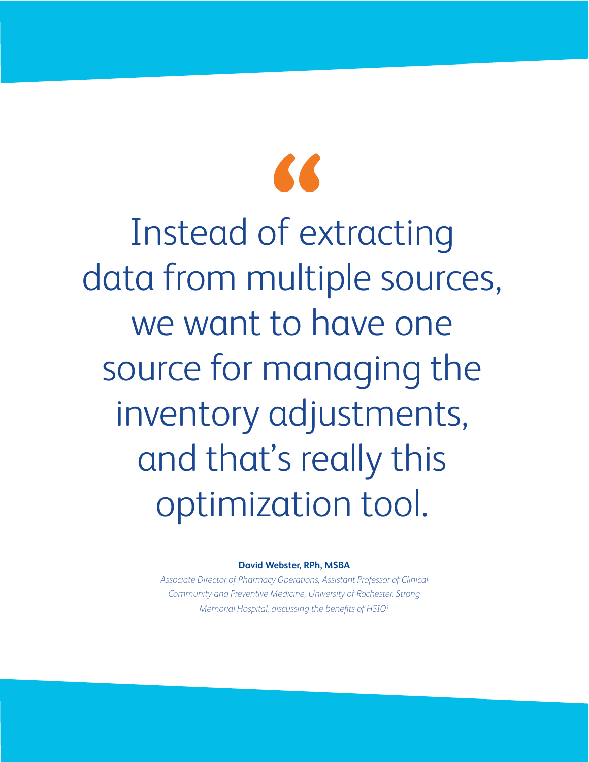> "Instead of extracting data from multiple sources, we want to have one source for managing the inventory adjustments, and that's really this optimization tool.

**David Webster, RPh, MSBA**

*Associate Director of Pharmacy Operations, Assistant Professor of Clinical Community and Preventive Medicine, University of Rochester, Strong Memorial Hospital, discussing the benefits of HSIO*[1]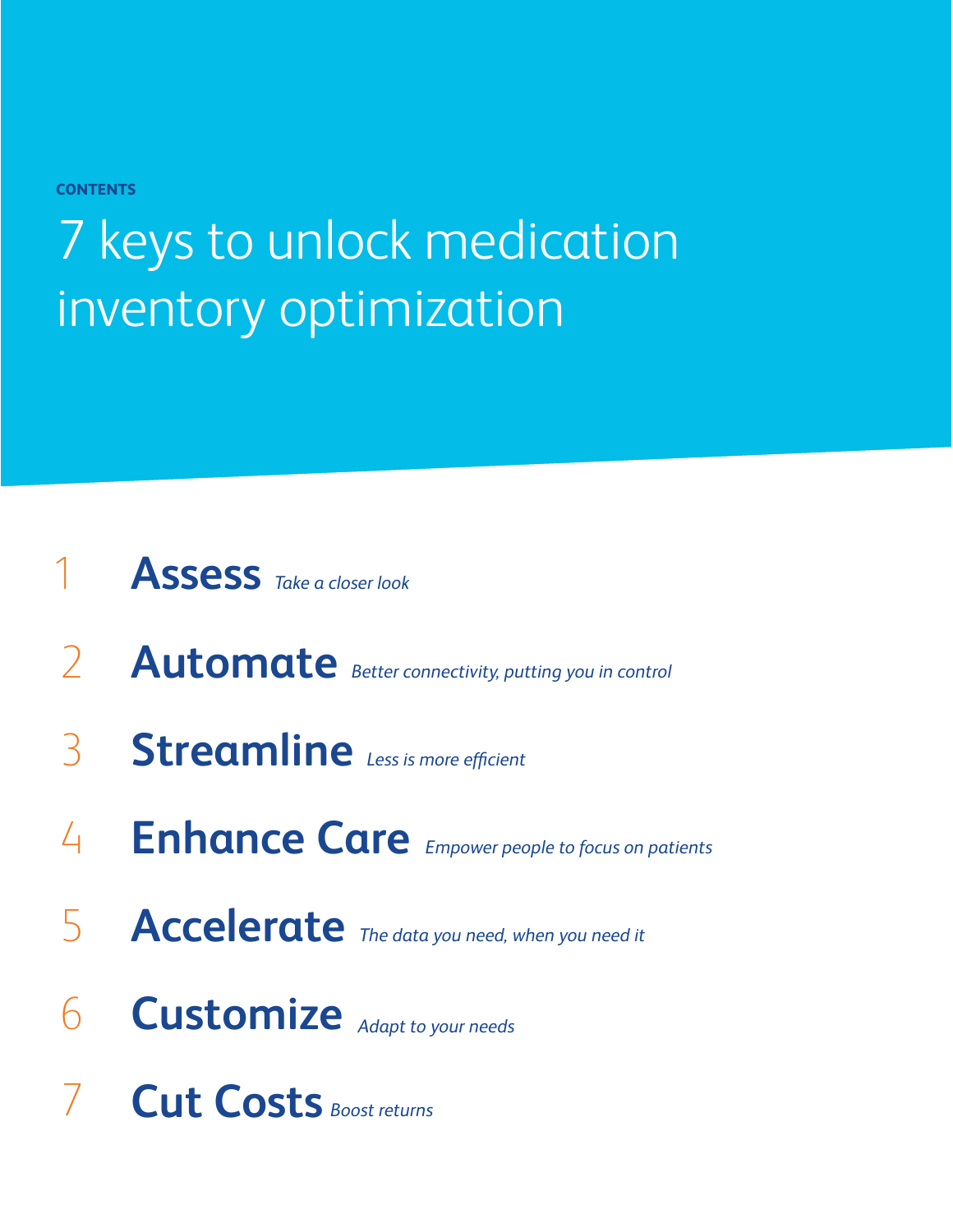CONTENTS

# 7 keys to unlock medication inventory optimization

1 **Assess** *Take a closer look*

2 **Automate** *Better connectivity, putting you in control*

3 **Streamline** *Less is more efficient*

4 **Enhance Care** *Empower people to focus on patients*

5 **Accelerate** *The data you need, when you need it*

6 **Customize** *Adapt to your needs*

7 **Cut Costs** *Boost returns*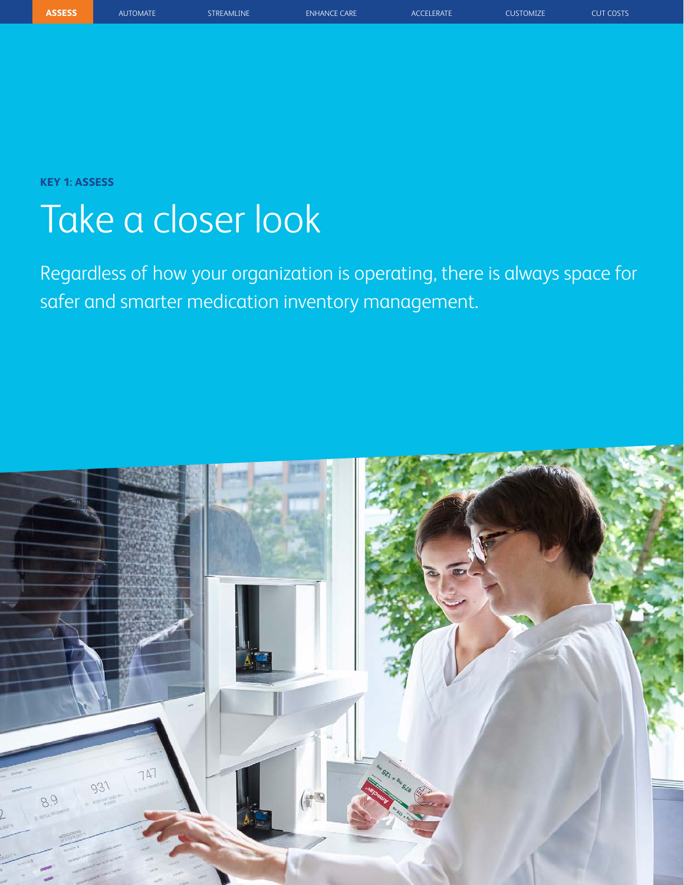KEY 1: ASSESS

# Take a closer look

Regardless of how your organization is operating, there is always space for safer and smarter medication inventory management.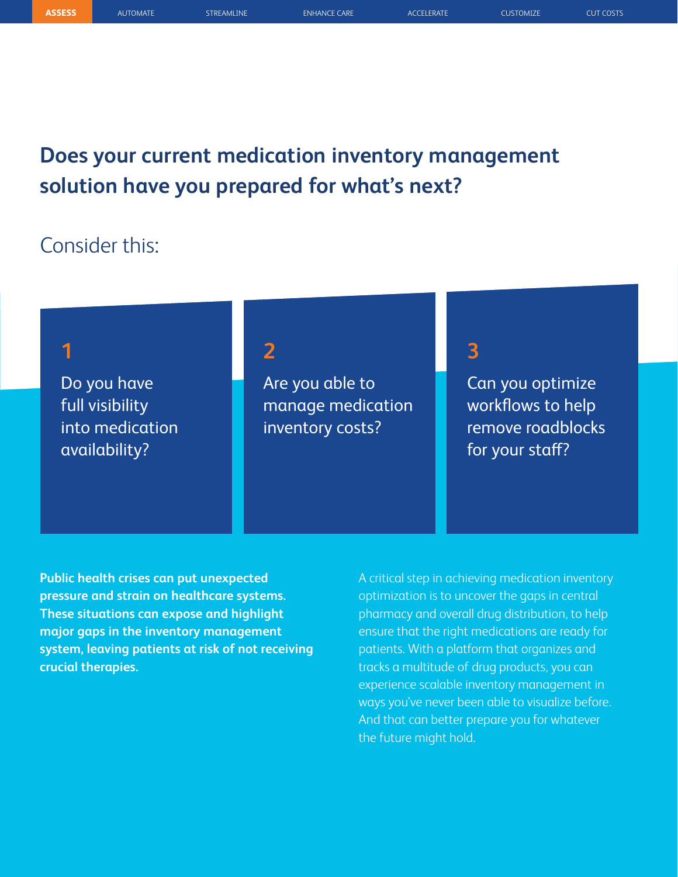## Does your current medication inventory management solution have you prepared for what's next?

Consider this:

**1**

Do you have full visibility into medication availability?

**2**

Are you able to manage medication inventory costs?

**3**

Can you optimize workflows to help remove roadblocks for your staff?

**Public health crises can put unexpected pressure and strain on healthcare systems. These situations can expose and highlight major gaps in the inventory management system, leaving patients at risk of not receiving crucial therapies.**

A critical step in achieving medication inventory optimization is to uncover the gaps in central pharmacy and overall drug distribution, to help ensure that the right medications are ready for patients. With a platform that organizes and tracks a multitude of drug products, you can experience scalable inventory management in ways you've never been able to visualize before. And that can better prepare you for whatever the future might hold.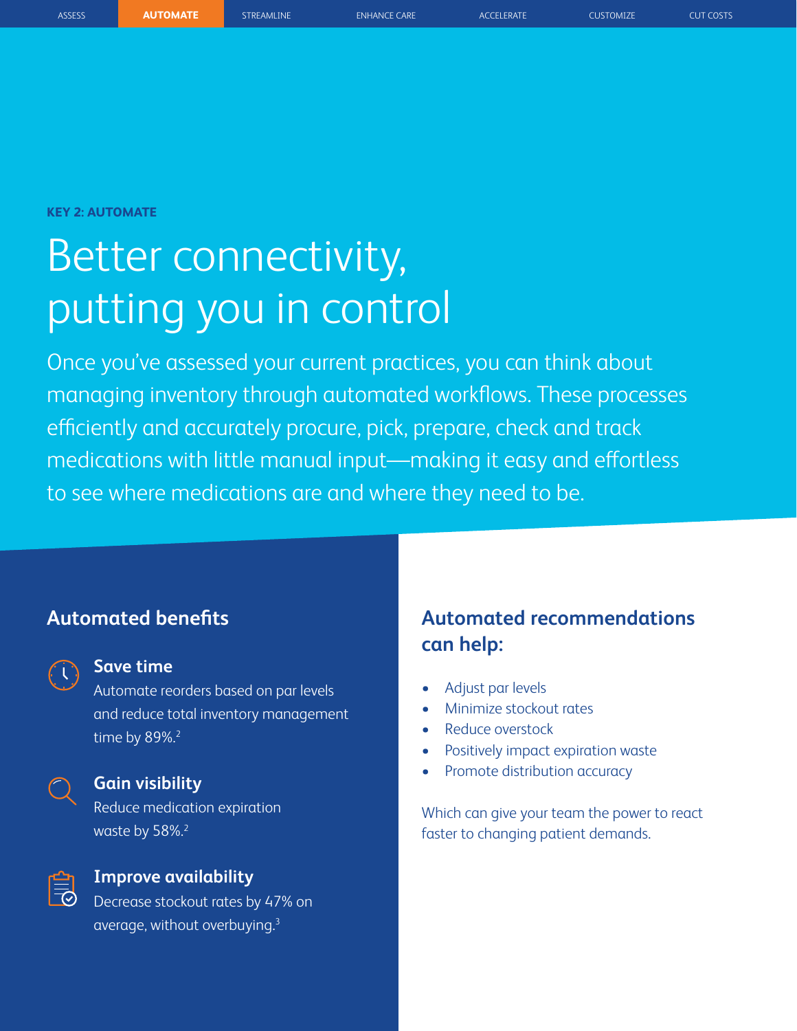KEY 2: AUTOMATE

# Better connectivity, putting you in control

Once you've assessed your current practices, you can think about managing inventory through automated workflows. These processes efficiently and accurately procure, pick, prepare, check and track medications with little manual input—making it easy and effortless to see where medications are and where they need to be.

## Automated benefits

### Save time

Automate reorders based on par levels and reduce total inventory management time by 89%.[2]

### Gain visibility

Reduce medication expiration waste by 58%.[2]

### Improve availability

Decrease stockout rates by 47% on average, without overbuying.[3]

## Automated recommendations can help:

- Adjust par levels
- Minimize stockout rates
- Reduce overstock
- Positively impact expiration waste
- Promote distribution accuracy

Which can give your team the power to react faster to changing patient demands.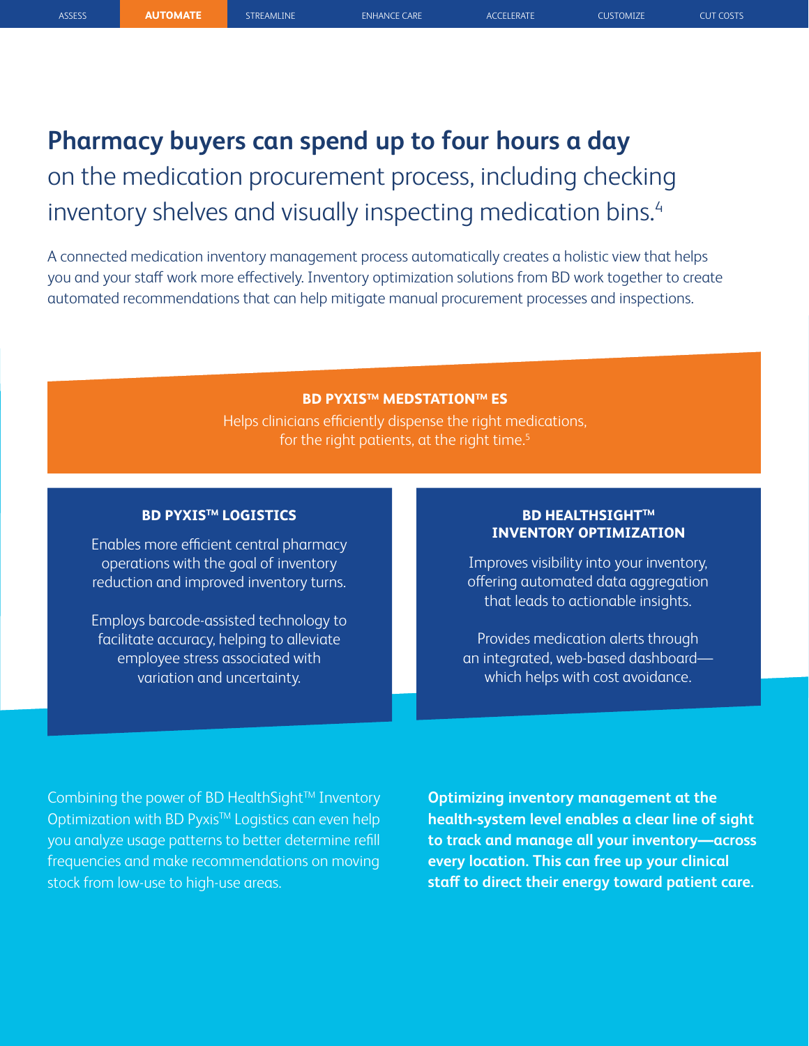# Pharmacy buyers can spend up to four hours a day on the medication procurement process, including checking inventory shelves and visually inspecting medication bins.[4]

A connected medication inventory management process automatically creates a holistic view that helps you and your staff work more effectively. Inventory optimization solutions from BD work together to create automated recommendations that can help mitigate manual procurement processes and inspections.

### BD PYXIS™ MEDSTATION™ ES

Helps clinicians efficiently dispense the right medications, for the right patients, at the right time.[5]

### BD PYXIS™ LOGISTICS

Enables more efficient central pharmacy operations with the goal of inventory reduction and improved inventory turns.

Employs barcode-assisted technology to facilitate accuracy, helping to alleviate employee stress associated with variation and uncertainty.

### BD HEALTHSIGHT™ INVENTORY OPTIMIZATION

Improves visibility into your inventory, offering automated data aggregation that leads to actionable insights.

Provides medication alerts through an integrated, web-based dashboard—which helps with cost avoidance.

Combining the power of BD HealthSight™ Inventory Optimization with BD Pyxis™ Logistics can even help you analyze usage patterns to better determine refill frequencies and make recommendations on moving stock from low-use to high-use areas.

**Optimizing inventory management at the health-system level enables a clear line of sight to track and manage all your inventory—across every location. This can free up your clinical staff to direct their energy toward patient care.**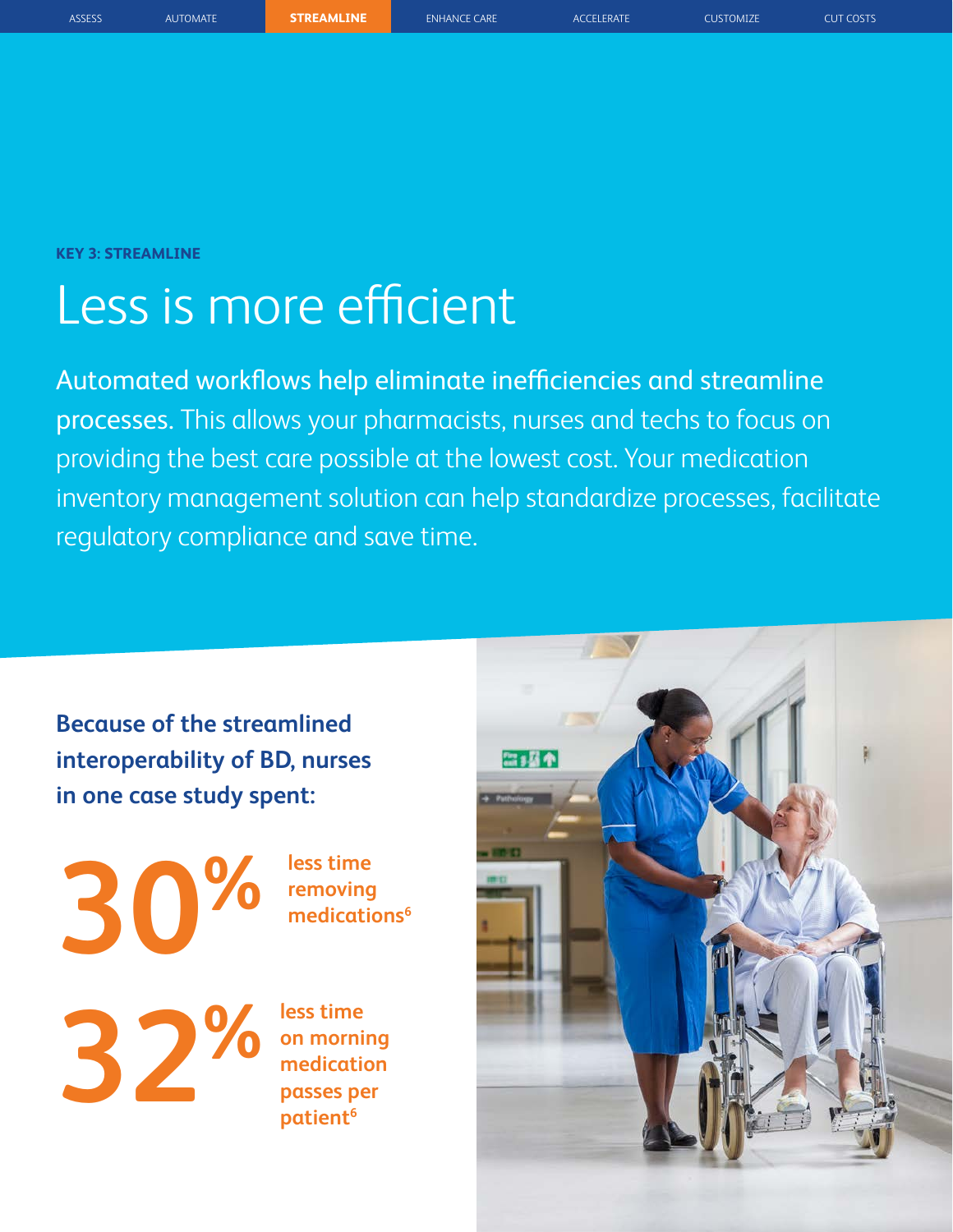KEY 3: STREAMLINE

# Less is more efficient

**Automated workflows help eliminate inefficiencies and streamline processes.** This allows your pharmacists, nurses and techs to focus on providing the best care possible at the lowest cost. Your medication inventory management solution can help standardize processes, facilitate regulatory compliance and save time.

**Because of the streamlined interoperability of BD, nurses in one case study spent:**

**30%** less time removing medications[6]

**32%** less time on morning medication passes per patient[6]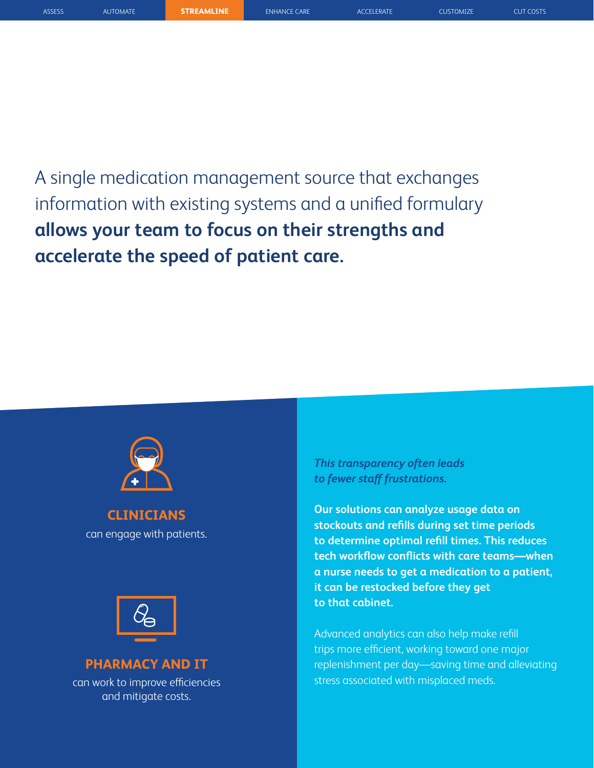A single medication management source that exchanges information with existing systems and a unified formulary **allows your team to focus on their strengths and accelerate the speed of patient care.**

**CLINICIANS**

can engage with patients.

**PHARMACY AND IT**

can work to improve efficiencies and mitigate costs.

***This transparency often leads to fewer staff frustrations.***

**Our solutions can analyze usage data on stockouts and refills during set time periods to determine optimal refill times. This reduces tech workflow conflicts with care teams—when a nurse needs to get a medication to a patient, it can be restocked before they get to that cabinet.**

Advanced analytics can also help make refill trips more efficient, working toward one major replenishment per day—saving time and alleviating stress associated with misplaced meds.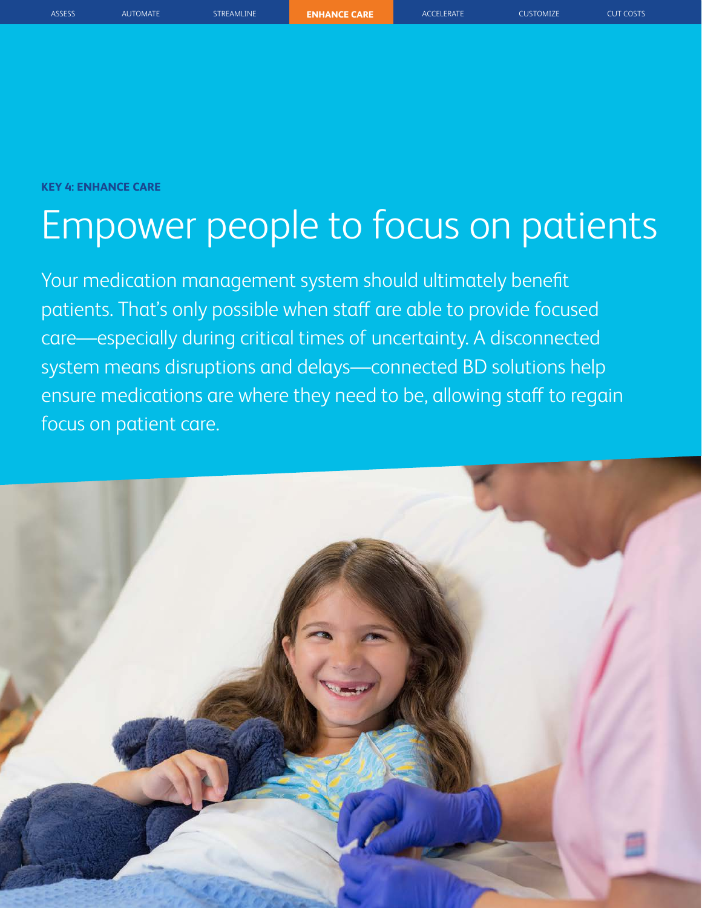**KEY 4: ENHANCE CARE**

# Empower people to focus on patients

Your medication management system should ultimately benefit patients. That's only possible when staff are able to provide focused care—especially during critical times of uncertainty. A disconnected system means disruptions and delays—connected BD solutions help ensure medications are where they need to be, allowing staff to regain focus on patient care.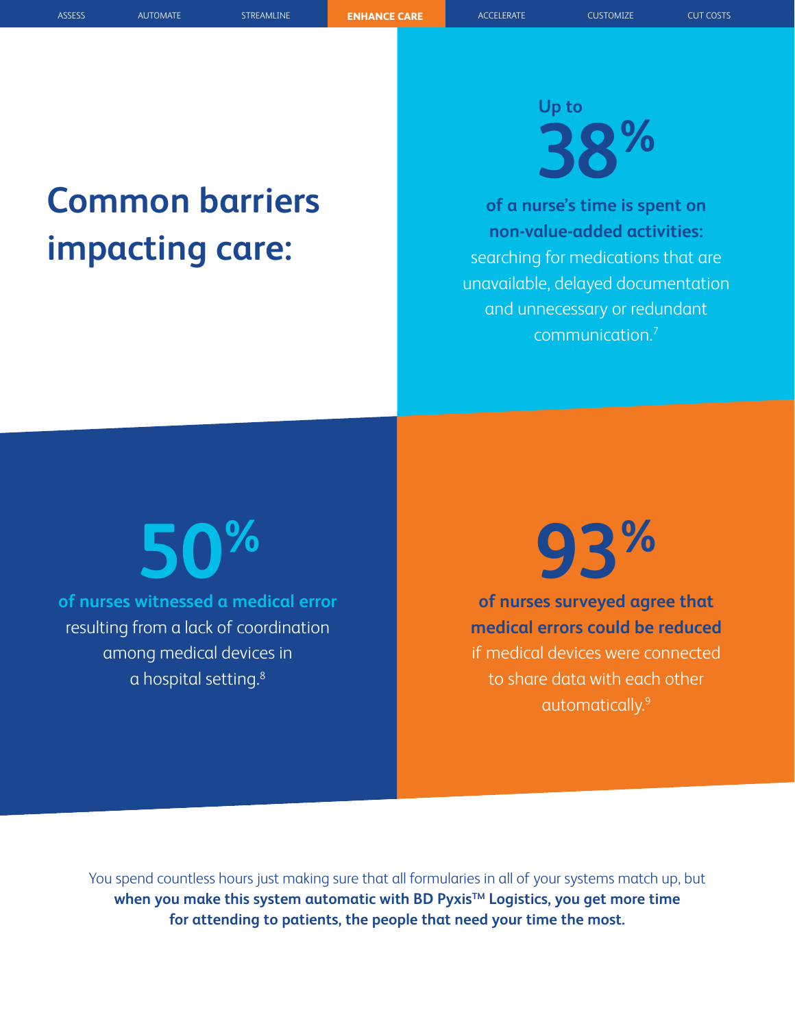# Common barriers impacting care:

Up to **38%**

**of a nurse's time is spent on non-value-added activities:** searching for medications that are unavailable, delayed documentation and unnecessary or redundant communication.[7]

**50%**

**of nurses witnessed a medical error** resulting from a lack of coordination among medical devices in a hospital setting.[8]

**93%**

**of nurses surveyed agree that medical errors could be reduced** if medical devices were connected to share data with each other automatically.[9]

You spend countless hours just making sure that all formularies in all of your systems match up, but **when you make this system automatic with BD Pyxis™ Logistics, you get more time for attending to patients, the people that need your time the most.**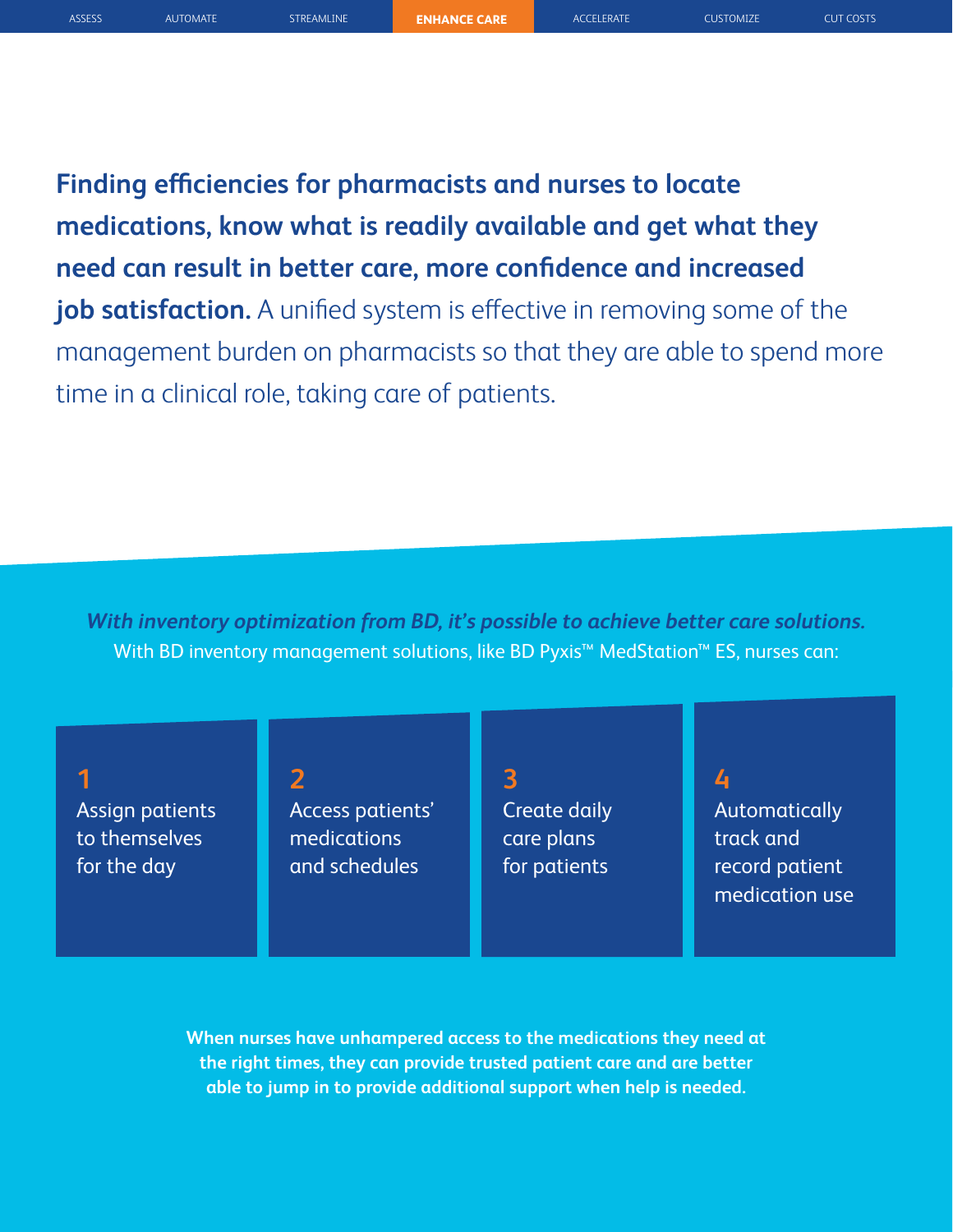**Finding efficiencies for pharmacists and nurses to locate medications, know what is readily available and get what they need can result in better care, more confidence and increased job satisfaction.** A unified system is effective in removing some of the management burden on pharmacists so that they are able to spend more time in a clinical role, taking care of patients.

***With inventory optimization from BD, it's possible to achieve better care solutions.***
With BD inventory management solutions, like BD Pyxis™ MedStation™ ES, nurses can:

1. Assign patients to themselves for the day
2. Access patients' medications and schedules
3. Create daily care plans for patients
4. Automatically track and record patient medication use

**When nurses have unhampered access to the medications they need at the right times, they can provide trusted patient care and are better able to jump in to provide additional support when help is needed.**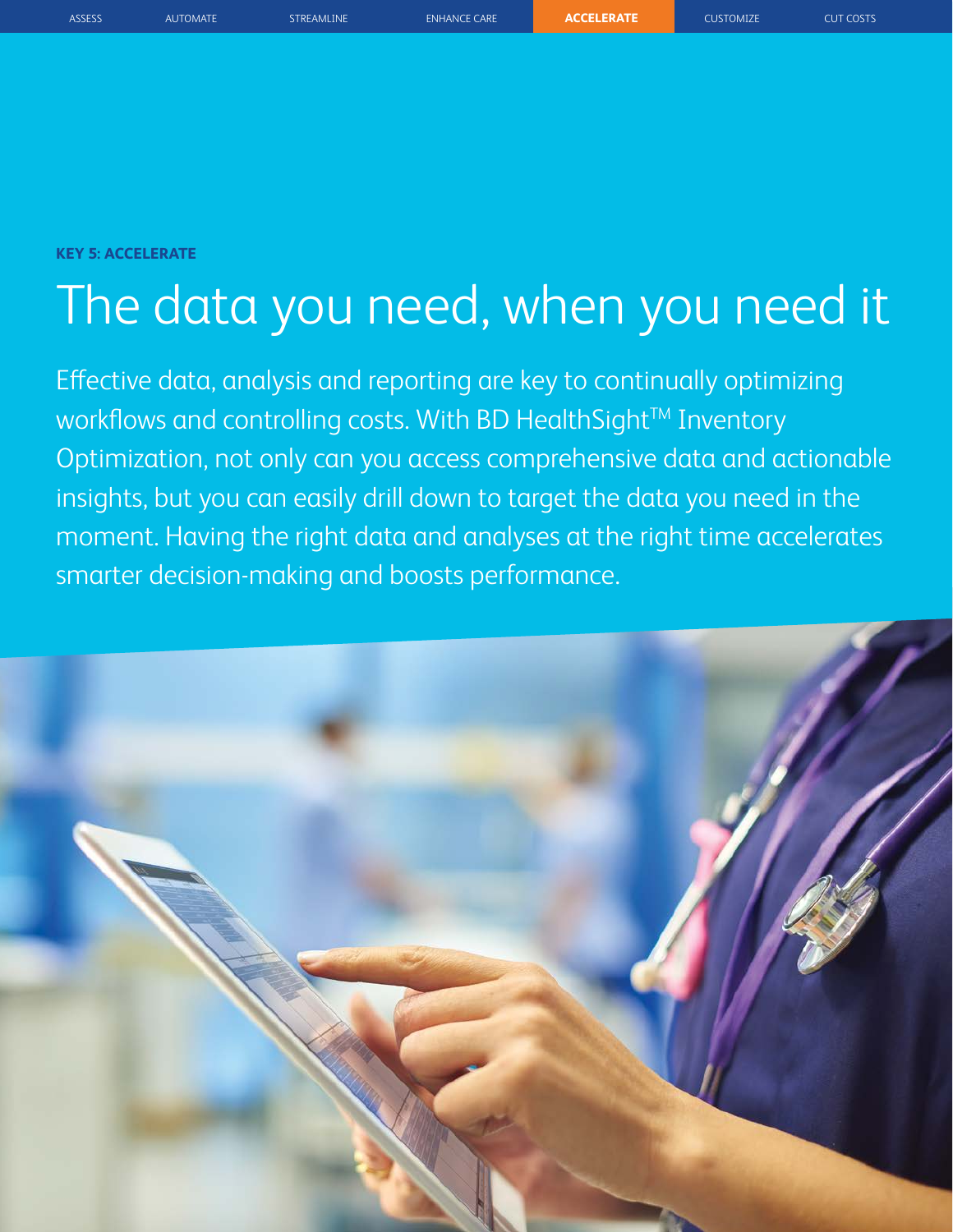**KEY 5: ACCELERATE**

# The data you need, when you need it

Effective data, analysis and reporting are key to continually optimizing workflows and controlling costs. With BD HealthSight™ Inventory Optimization, not only can you access comprehensive data and actionable insights, but you can easily drill down to target the data you need in the moment. Having the right data and analyses at the right time accelerates smarter decision-making and boosts performance.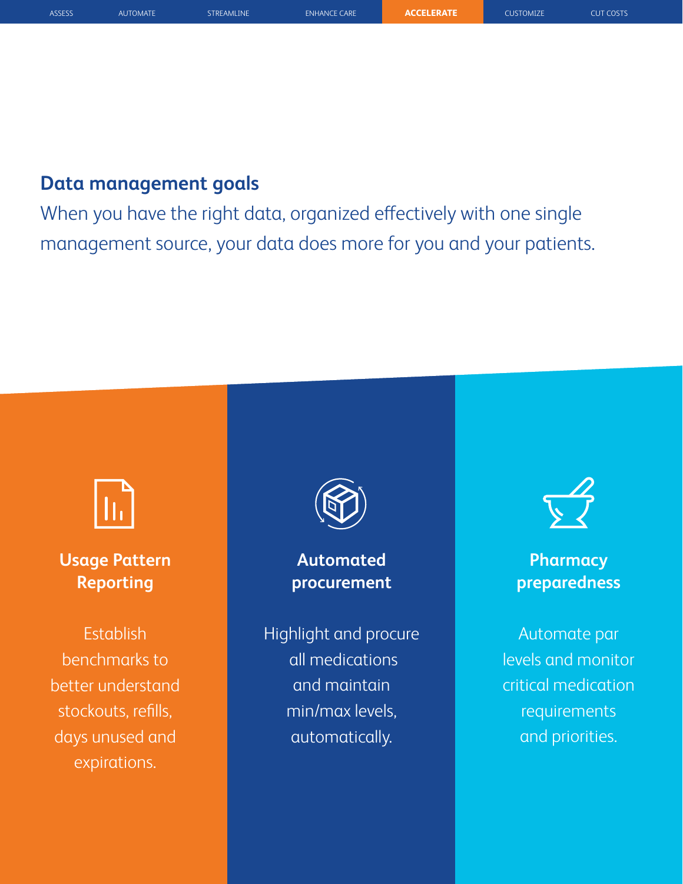## Data management goals

When you have the right data, organized effectively with one single management source, your data does more for you and your patients.

### Usage Pattern Reporting

Establish benchmarks to better understand stockouts, refills, days unused and expirations.

### Automated procurement

Highlight and procure all medications and maintain min/max levels, automatically.

### Pharmacy preparedness

Automate par levels and monitor critical medication requirements and priorities.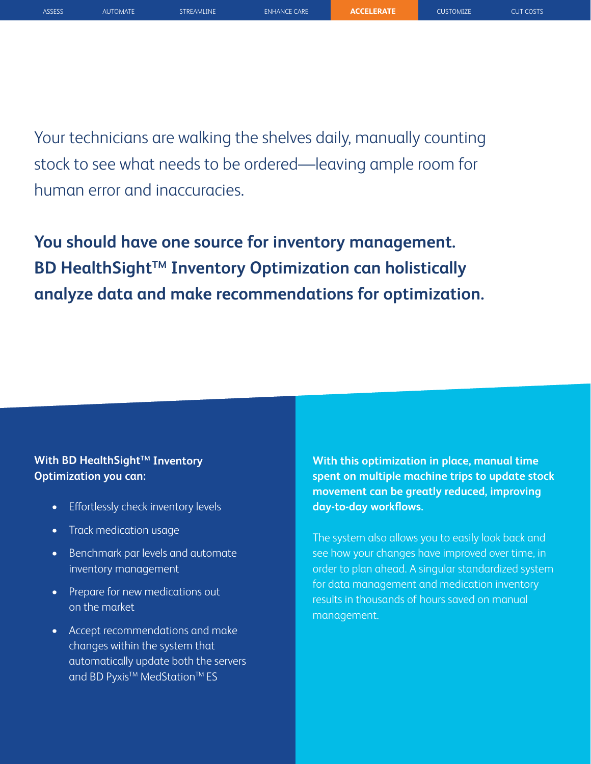Your technicians are walking the shelves daily, manually counting stock to see what needs to be ordered—leaving ample room for human error and inaccuracies.

**You should have one source for inventory management. BD HealthSight™ Inventory Optimization can holistically analyze data and make recommendations for optimization.**

**With BD HealthSight™ Inventory Optimization you can:**

- Effortlessly check inventory levels
- Track medication usage
- Benchmark par levels and automate inventory management
- Prepare for new medications out on the market
- Accept recommendations and make changes within the system that automatically update both the servers and BD Pyxis™ MedStation™ ES

**With this optimization in place, manual time spent on multiple machine trips to update stock movement can be greatly reduced, improving day-to-day workflows.**

The system also allows you to easily look back and see how your changes have improved over time, in order to plan ahead. A singular standardized system for data management and medication inventory results in thousands of hours saved on manual management.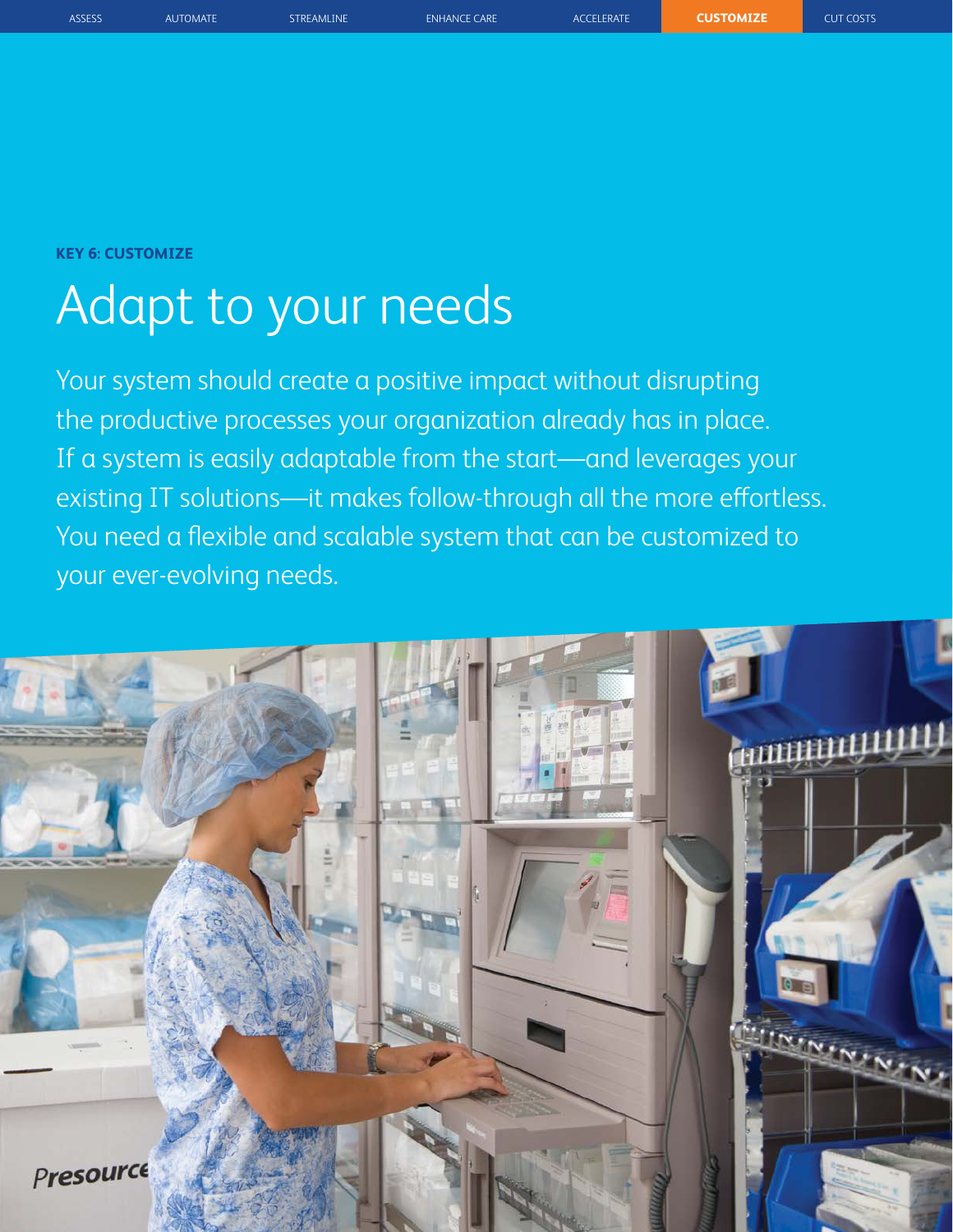**KEY 6: CUSTOMIZE**

# Adapt to your needs

Your system should create a positive impact without disrupting the productive processes your organization already has in place. If a system is easily adaptable from the start—and leverages your existing IT solutions—it makes follow-through all the more effortless. You need a flexible and scalable system that can be customized to your ever-evolving needs.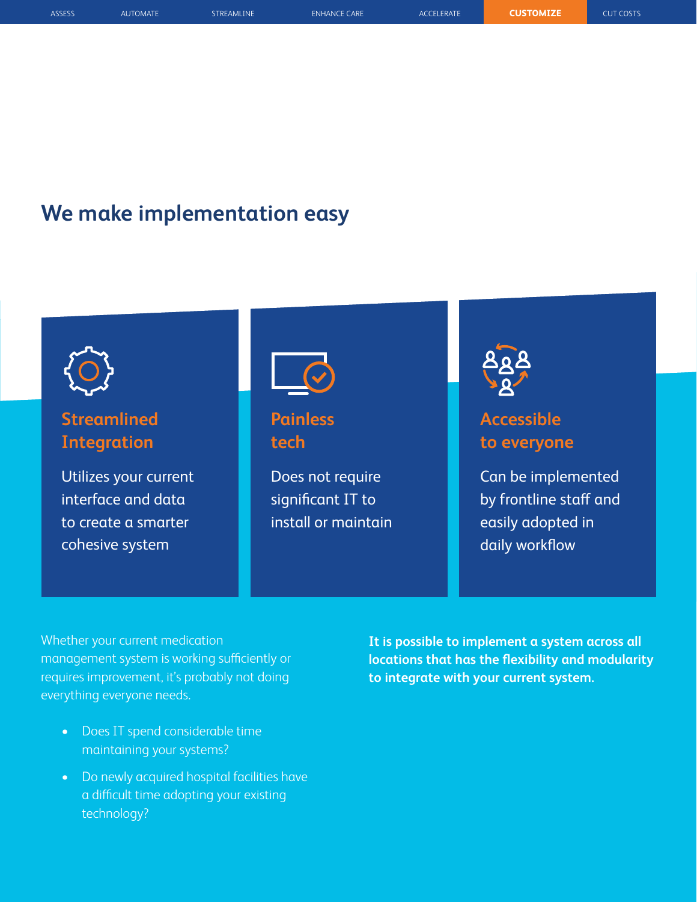# We make implementation easy

### Streamlined Integration

Utilizes your current interface and data to create a smarter cohesive system

### Painless tech

Does not require significant IT to install or maintain

### Accessible to everyone

Can be implemented by frontline staff and easily adopted in daily workflow

Whether your current medication management system is working sufficiently or requires improvement, it's probably not doing everything everyone needs.

- Does IT spend considerable time maintaining your systems?
- Do newly acquired hospital facilities have a difficult time adopting your existing technology?

**It is possible to implement a system across all locations that has the flexibility and modularity to integrate with your current system.**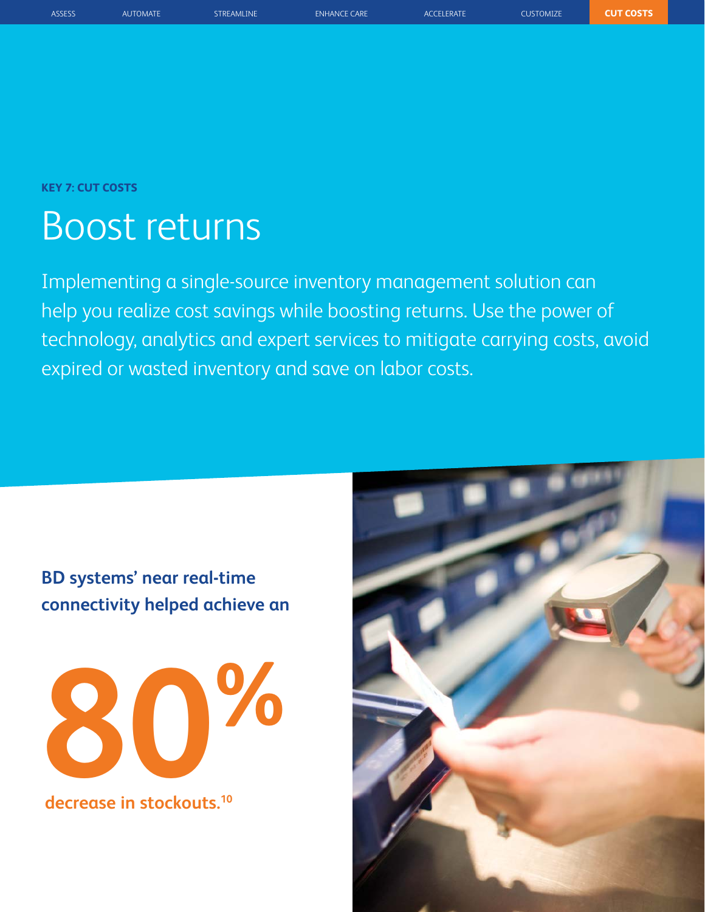**KEY 7: CUT COSTS**

# Boost returns

Implementing a single-source inventory management solution can help you realize cost savings while boosting returns. Use the power of technology, analytics and expert services to mitigate carrying costs, avoid expired or wasted inventory and save on labor costs.

**BD systems' near real-time connectivity helped achieve an**

**80%**

**decrease in stockouts.[10]**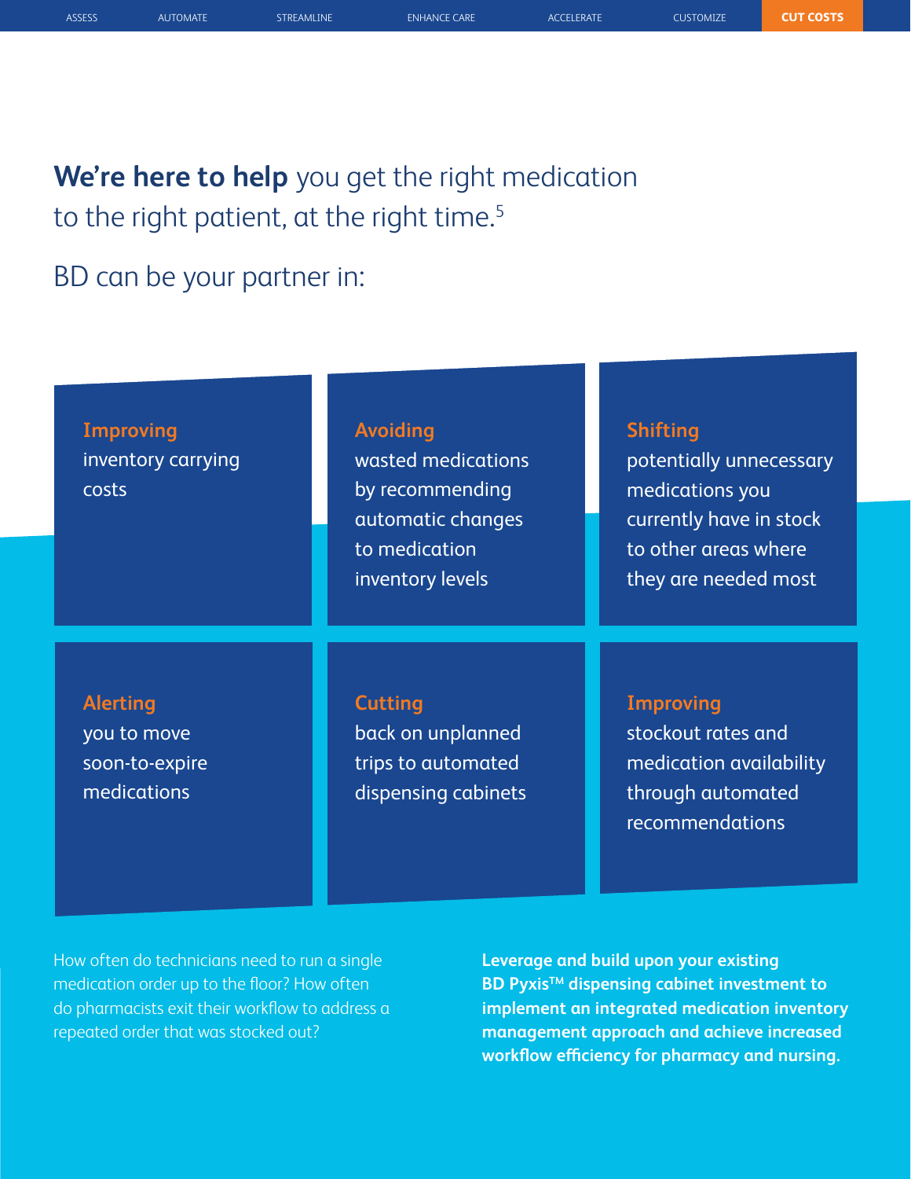**We're here to help** you get the right medication to the right patient, at the right time.[5]

BD can be your partner in:

- **Improving** inventory carrying costs
- **Avoiding** wasted medications by recommending automatic changes to medication inventory levels
- **Shifting** potentially unnecessary medications you currently have in stock to other areas where they are needed most
- **Alerting** you to move soon-to-expire medications
- **Cutting** back on unplanned trips to automated dispensing cabinets
- **Improving** stockout rates and medication availability through automated recommendations

How often do technicians need to run a single medication order up to the floor? How often do pharmacists exit their workflow to address a repeated order that was stocked out?

**Leverage and build upon your existing BD Pyxis™ dispensing cabinet investment to implement an integrated medication inventory management approach and achieve increased workflow efficiency for pharmacy and nursing.**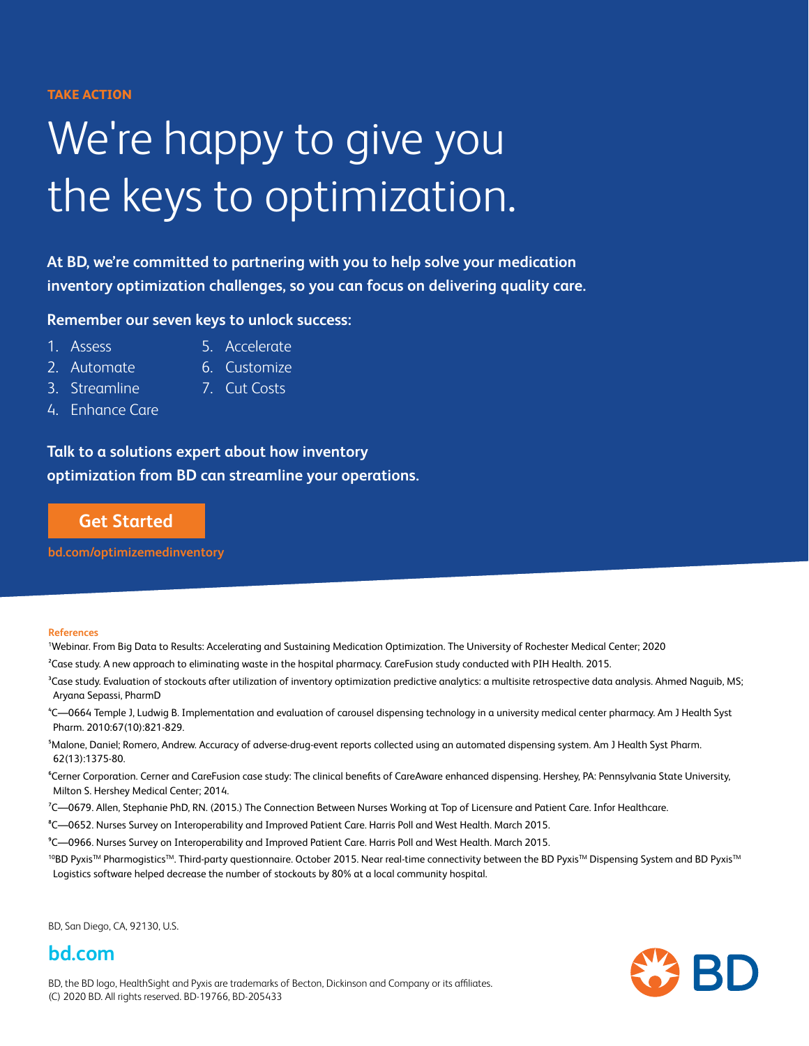TAKE ACTION

# We're happy to give you the keys to optimization.

**At BD, we're committed to partnering with you to help solve your medication inventory optimization challenges, so you can focus on delivering quality care.**

**Remember our seven keys to unlock success:**

1. Assess
2. Automate
3. Streamline
4. Enhance Care
5. Accelerate
6. Customize
7. Cut Costs

**Talk to a solutions expert about how inventory optimization from BD can streamline your operations.**

**Get Started**

**bd.com/optimizemedinventory**

**References**

[1]Webinar. From Big Data to Results: Accelerating and Sustaining Medication Optimization. The University of Rochester Medical Center; 2020

[2]Case study. A new approach to eliminating waste in the hospital pharmacy. CareFusion study conducted with PIH Health. 2015.

[3]Case study. Evaluation of stockouts after utilization of inventory optimization predictive analytics: a multisite retrospective data analysis. Ahmed Naguib, MS; Aryana Sepassi, PharmD

[4]C—0664 Temple J, Ludwig B. Implementation and evaluation of carousel dispensing technology in a university medical center pharmacy. Am J Health Syst Pharm. 2010:67(10):821-829.

[5]Malone, Daniel; Romero, Andrew. Accuracy of adverse-drug-event reports collected using an automated dispensing system. Am J Health Syst Pharm. 62(13):1375-80.

[6]Cerner Corporation. Cerner and CareFusion case study: The clinical benefits of CareAware enhanced dispensing. Hershey, PA: Pennsylvania State University, Milton S. Hershey Medical Center; 2014.

[7]C—0679. Allen, Stephanie PhD, RN. (2015.) The Connection Between Nurses Working at Top of Licensure and Patient Care. Infor Healthcare.

[8]C—0652. Nurses Survey on Interoperability and Improved Patient Care. Harris Poll and West Health. March 2015.

[9]C—0966. Nurses Survey on Interoperability and Improved Patient Care. Harris Poll and West Health. March 2015.

[10]BD Pyxis™ Pharmogistics™. Third-party questionnaire. October 2015. Near real-time connectivity between the BD Pyxis™ Dispensing System and BD Pyxis™ Logistics software helped decrease the number of stockouts by 80% at a local community hospital.

BD, San Diego, CA, 92130, U.S.

**bd.com**

BD, the BD logo, HealthSight and Pyxis are trademarks of Becton, Dickinson and Company or its affiliates.
(C) 2020 BD. All rights reserved. BD-19766, BD-205433